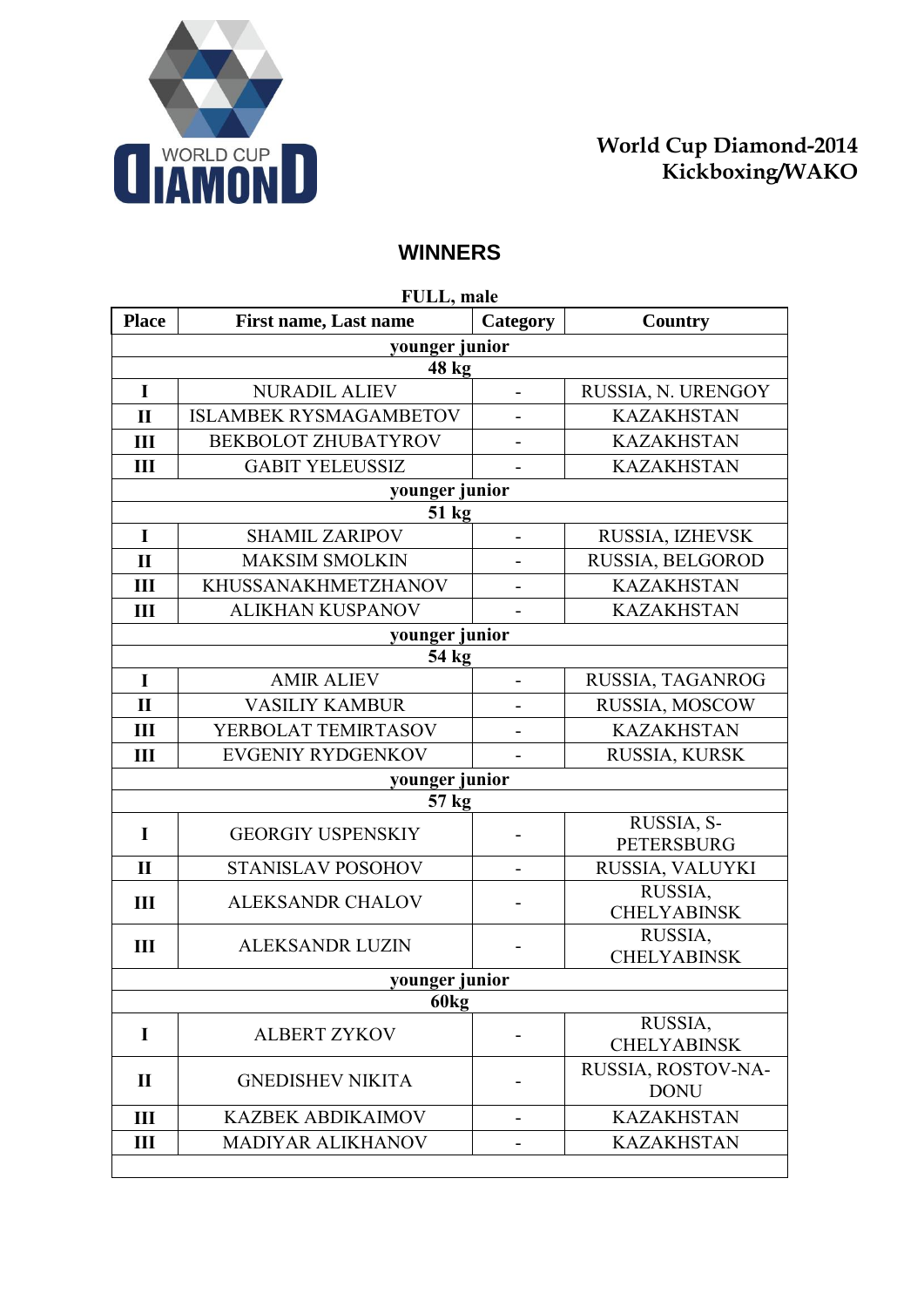World Cup Diamond-2014
Kickboxing/WAKO

## WINNERS

**FULL, male**

| Place | First name, Last name | Category | Country |
|---|---|---|---|
| | **younger junior** | | |
| | **48 kg** | | |
| I | NURADIL ALIEV | - | RUSSIA, N. URENGOY |
| II | ISLAMBEK RYSMAGAMBETOV | - | KAZAKHSTAN |
| III | BEKBOLOT ZHUBATYROV | - | KAZAKHSTAN |
| III | GABIT YELEUSSIZ | - | KAZAKHSTAN |
| | **younger junior** | | |
| | **51 kg** | | |
| I | SHAMIL ZARIPOV | - | RUSSIA, IZHEVSK |
| II | MAKSIM SMOLKIN | - | RUSSIA, BELGOROD |
| III | KHUSSANAKHMETZHANOV | - | KAZAKHSTAN |
| III | ALIKHAN KUSPANOV | - | KAZAKHSTAN |
| | **younger junior** | | |
| | **54 kg** | | |
| I | AMIR ALIEV | - | RUSSIA, TAGANROG |
| II | VASILIY KAMBUR | - | RUSSIA, MOSCOW |
| III | YERBOLAT TEMIRTASOV | - | KAZAKHSTAN |
| III | EVGENIY RYDGENKOV | - | RUSSIA, KURSK |
| | **younger junior** | | |
| | **57 kg** | | |
| I | GEORGIY USPENSKIY | - | RUSSIA, S-PETERSBURG |
| II | STANISLAV POSOHOV | - | RUSSIA, VALUYKI |
| III | ALEKSANDR CHALOV | - | RUSSIA, CHELYABINSK |
| III | ALEKSANDR LUZIN | - | RUSSIA, CHELYABINSK |
| | **younger junior** | | |
| | **60kg** | | |
| I | ALBERT ZYKOV | - | RUSSIA, CHELYABINSK |
| II | GNEDISHEV NIKITA | - | RUSSIA, ROSTOV-NA-DONU |
| III | KAZBEK ABDIKAIMOV | - | KAZAKHSTAN |
| III | MADIYAR ALIKHANOV | - | KAZAKHSTAN |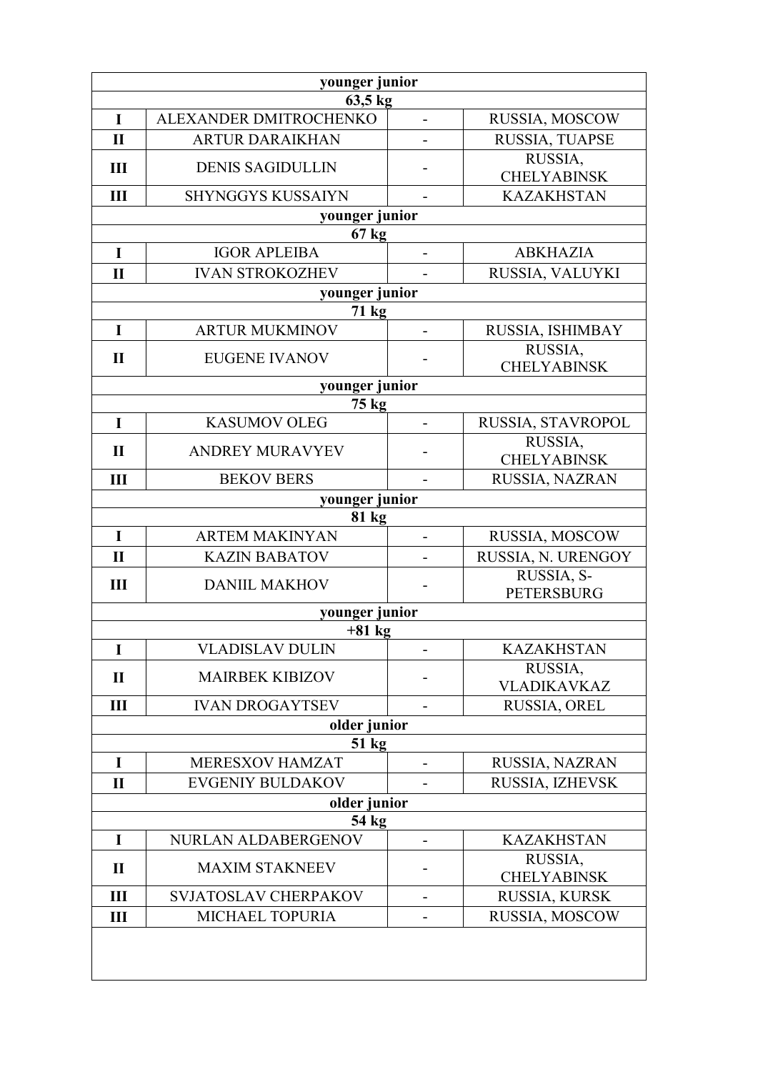| younger junior | | | |
|---|---|---|---|
| 63,5 kg | | | |
| I | ALEXANDER DMITROCHENKO | - | RUSSIA, MOSCOW |
| II | ARTUR DARAIKHAN | - | RUSSIA, TUAPSE |
| III | DENIS SAGIDULLIN | - | RUSSIA, CHELYABINSK |
| III | SHYNGGYS KUSSAIYN | - | KAZAKHSTAN |
| younger junior | | | |
| 67 kg | | | |
| I | IGOR APLEIBA | - | ABKHAZIA |
| II | IVAN STROKOZHEV | - | RUSSIA, VALUYKI |
| younger junior | | | |
| 71 kg | | | |
| I | ARTUR MUKMINOV | - | RUSSIA, ISHIMBAY |
| II | EUGENE IVANOV | - | RUSSIA, CHELYABINSK |
| younger junior | | | |
| 75 kg | | | |
| I | KASUMOV OLEG | - | RUSSIA, STAVROPOL |
| II | ANDREY MURAVYEV | - | RUSSIA, CHELYABINSK |
| III | BEKOV BERS | - | RUSSIA, NAZRAN |
| younger junior | | | |
| 81 kg | | | |
| I | ARTEM MAKINYAN | - | RUSSIA, MOSCOW |
| II | KAZIN BABATOV | - | RUSSIA, N. URENGOY |
| III | DANIIL MAKHOV | - | RUSSIA, S-PETERSBURG |
| younger junior | | | |
| +81 kg | | | |
| I | VLADISLAV DULIN | - | KAZAKHSTAN |
| II | MAIRBEK KIBIZOV | - | RUSSIA, VLADIKAVKAZ |
| III | IVAN DROGAYTSEV | - | RUSSIA, OREL |
| older junior | | | |
| 51 kg | | | |
| I | MERESXOV HAMZAT | - | RUSSIA, NAZRAN |
| II | EVGENIY BULDAKOV | - | RUSSIA, IZHEVSK |
| older junior | | | |
| 54 kg | | | |
| I | NURLAN ALDABERGENOV | - | KAZAKHSTAN |
| II | MAXIM STAKNEEV | - | RUSSIA, CHELYABINSK |
| III | SVJATOSLAV CHERPAKOV | - | RUSSIA, KURSK |
| III | MICHAEL TOPURIA | - | RUSSIA, MOSCOW |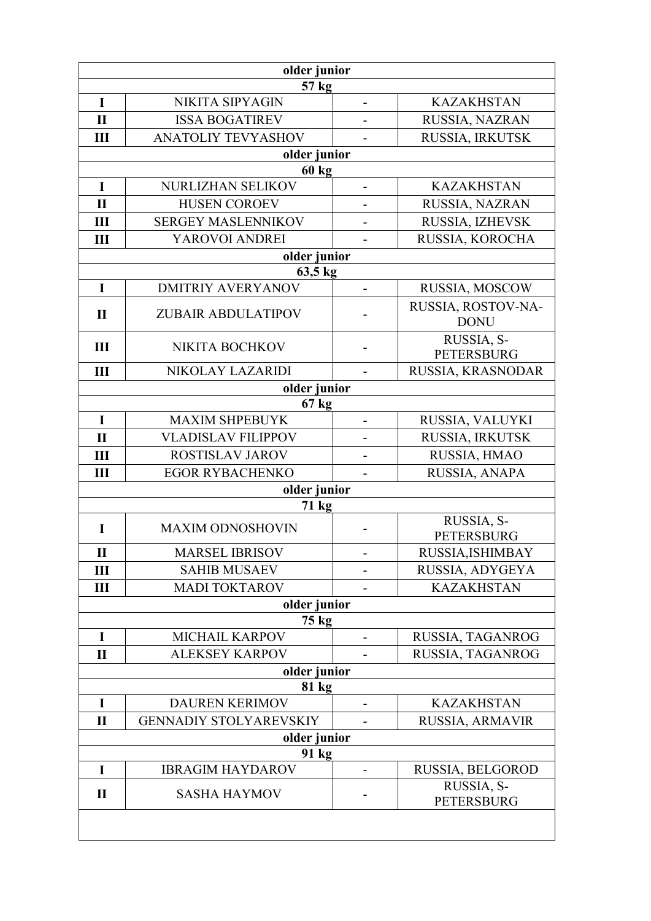| older junior | | | |
|---|---|---|---|
| **57 kg** | | | |
| **I** | NIKITA SIPYAGIN | - | KAZAKHSTAN |
| **II** | ISSA BOGATIREV | - | RUSSIA, NAZRAN |
| **III** | ANATOLIY TEVYASHOV | - | RUSSIA, IRKUTSK |
| **older junior** | | | |
| **60 kg** | | | |
| **I** | NURLIZHAN SELIKOV | - | KAZAKHSTAN |
| **II** | HUSEN COROEV | - | RUSSIA, NAZRAN |
| **III** | SERGEY MASLENNIKOV | - | RUSSIA, IZHEVSK |
| **III** | YAROVOI ANDREI | - | RUSSIA, KOROCHA |
| **older junior** | | | |
| **63,5 kg** | | | |
| **I** | DMITRIY AVERYANOV | - | RUSSIA, MOSCOW |
| **II** | ZUBAIR ABDULATIPOV | - | RUSSIA, ROSTOV-NA-DONU |
| **III** | NIKITA BOCHKOV | - | RUSSIA, S-PETERSBURG |
| **III** | NIKOLAY LAZARIDI | - | RUSSIA, KRASNODAR |
| **older junior** | | | |
| **67 kg** | | | |
| **I** | MAXIM SHPEBUYK | - | RUSSIA, VALUYKI |
| **II** | VLADISLAV FILIPPOV | - | RUSSIA, IRKUTSK |
| **III** | ROSTISLAV JAROV | - | RUSSIA, HMAO |
| **III** | EGOR RYBACHENKO | - | RUSSIA, ANAPA |
| **older junior** | | | |
| **71 kg** | | | |
| **I** | MAXIM ODNOSHOVIN | - | RUSSIA, S-PETERSBURG |
| **II** | MARSEL IBRISOV | - | RUSSIA,ISHIMBAY |
| **III** | SAHIB MUSAEV | - | RUSSIA, ADYGEYA |
| **III** | MADI TOKTAROV | - | KAZAKHSTAN |
| **older junior** | | | |
| **75 kg** | | | |
| **I** | MICHAIL KARPOV | - | RUSSIA, TAGANROG |
| **II** | ALEKSEY KARPOV | - | RUSSIA, TAGANROG |
| **older junior** | | | |
| **81 kg** | | | |
| **I** | DAUREN KERIMOV | - | KAZAKHSTAN |
| **II** | GENNADIY STOLYAREVSKIY | - | RUSSIA, ARMAVIR |
| **older junior** | | | |
| **91 kg** | | | |
| **I** | IBRAGIM HAYDAROV | - | RUSSIA, BELGOROD |
| **II** | SASHA HAYMOV | - | RUSSIA, S-PETERSBURG |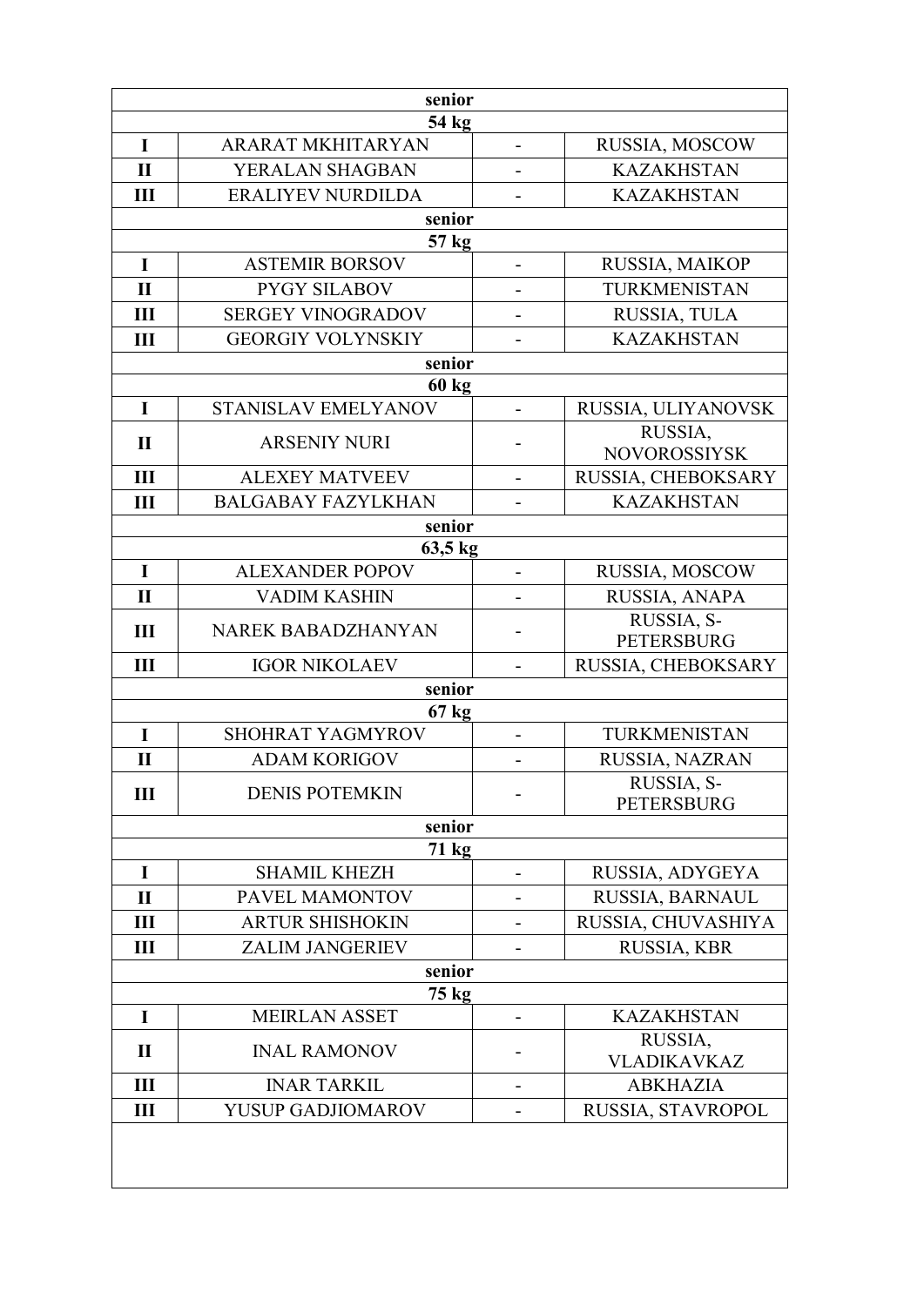| senior | | | |
|---|---|---|---|
| **54 kg** | | | |
| **I** | ARARAT MKHITARYAN | - | RUSSIA, MOSCOW |
| **II** | YERALAN SHAGBAN | - | KAZAKHSTAN |
| **III** | ERALIYEV NURDILDA | - | KAZAKHSTAN |
| **senior** | | | |
| **57 kg** | | | |
| **I** | ASTEMIR BORSOV | - | RUSSIA, MAIKOP |
| **II** | PYGY SILABOV | - | TURKMENISTAN |
| **III** | SERGEY VINOGRADOV | - | RUSSIA, TULA |
| **III** | GEORGIY VOLYNSKIY | - | KAZAKHSTAN |
| **senior** | | | |
| **60 kg** | | | |
| **I** | STANISLAV EMELYANOV | - | RUSSIA, ULIYANOVSK |
| **II** | ARSENIY NURI | - | RUSSIA, NOVOROSSIYSK |
| **III** | ALEXEY MATVEEV | - | RUSSIA, CHEBOKSARY |
| **III** | BALGABAY FAZYLKHAN | - | KAZAKHSTAN |
| **senior** | | | |
| **63,5 kg** | | | |
| **I** | ALEXANDER POPOV | - | RUSSIA, MOSCOW |
| **II** | VADIM KASHIN | - | RUSSIA, ANAPA |
| **III** | NAREK BABADZHANYAN | - | RUSSIA, S-PETERSBURG |
| **III** | IGOR NIKOLAEV | - | RUSSIA, CHEBOKSARY |
| **senior** | | | |
| **67 kg** | | | |
| **I** | SHOHRAT YAGMYROV | - | TURKMENISTAN |
| **II** | ADAM KORIGOV | - | RUSSIA, NAZRAN |
| **III** | DENIS POTEMKIN | - | RUSSIA, S-PETERSBURG |
| **senior** | | | |
| **71 kg** | | | |
| **I** | SHAMIL KHEZH | - | RUSSIA, ADYGEYA |
| **II** | PAVEL MAMONTOV | - | RUSSIA, BARNAUL |
| **III** | ARTUR SHISHOKIN | - | RUSSIA, CHUVASHIYA |
| **III** | ZALIM JANGERIEV | - | RUSSIA, KBR |
| **senior** | | | |
| **75 kg** | | | |
| **I** | MEIRLAN ASSET | - | KAZAKHSTAN |
| **II** | INAL RAMONOV | - | RUSSIA, VLADIKAVKAZ |
| **III** | INAR TARKIL | - | ABKHAZIA |
| **III** | YUSUP GADJIOMAROV | - | RUSSIA, STAVROPOL |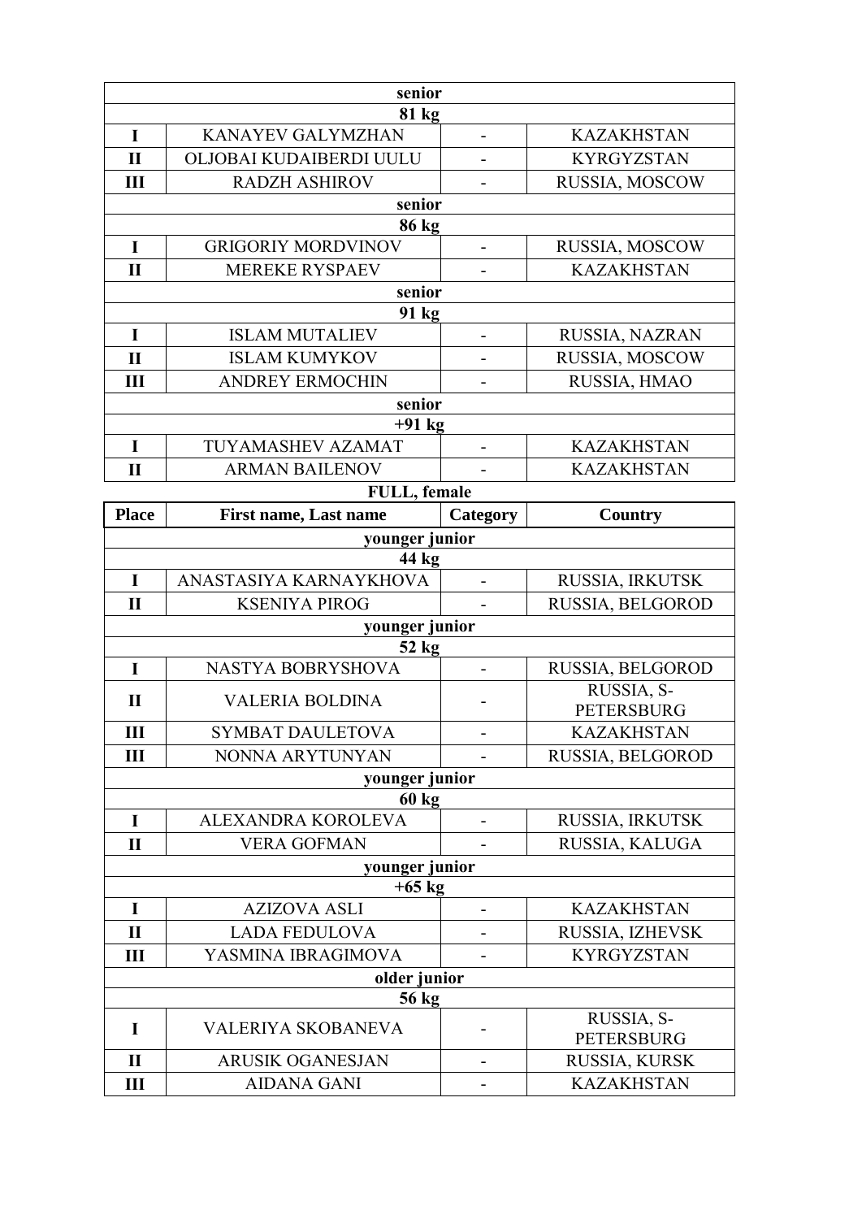| | | | |
|---|---|---|---|
| senior | | | |
| 81 kg | | | |
| I | KANAYEV GALYMZHAN | - | KAZAKHSTAN |
| II | OLJOBAI KUDAIBERDI UULU | - | KYRGYZSTAN |
| III | RADZH ASHIROV | - | RUSSIA, MOSCOW |
| senior | | | |
| 86 kg | | | |
| I | GRIGORIY MORDVINOV | - | RUSSIA, MOSCOW |
| II | MEREKE RYSPAEV | - | KAZAKHSTAN |
| senior | | | |
| 91 kg | | | |
| I | ISLAM MUTALIEV | - | RUSSIA, NAZRAN |
| II | ISLAM KUMYKOV | - | RUSSIA, MOSCOW |
| III | ANDREY ERMOCHIN | - | RUSSIA, HMAO |
| senior | | | |
| +91 kg | | | |
| I | TUYAMASHEV AZAMAT | - | KAZAKHSTAN |
| II | ARMAN BAILENOV | - | KAZAKHSTAN |

**FULL, female**

| Place | First name, Last name | Category | Country |
|---|---|---|---|
| younger junior | | | |
| 44 kg | | | |
| I | ANASTASIYA KARNAYKHOVA | - | RUSSIA, IRKUTSK |
| II | KSENIYA PIROG | - | RUSSIA, BELGOROD |
| younger junior | | | |
| 52 kg | | | |
| I | NASTYA BOBRYSHOVA | - | RUSSIA, BELGOROD |
| II | VALERIA BOLDINA | - | RUSSIA, S-PETERSBURG |
| III | SYMBAT DAULETOVA | - | KAZAKHSTAN |
| III | NONNA ARYTUNYAN | - | RUSSIA, BELGOROD |
| younger junior | | | |
| 60 kg | | | |
| I | ALEXANDRA KOROLEVA | - | RUSSIA, IRKUTSK |
| II | VERA GOFMAN | - | RUSSIA, KALUGA |
| younger junior | | | |
| +65 kg | | | |
| I | AZIZOVA ASLI | - | KAZAKHSTAN |
| II | LADA FEDULOVA | - | RUSSIA, IZHEVSK |
| III | YASMINA IBRAGIMOVA | - | KYRGYZSTAN |
| older junior | | | |
| 56 kg | | | |
| I | VALERIYA SKOBANEVA | - | RUSSIA, S-PETERSBURG |
| II | ARUSIK OGANESJAN | - | RUSSIA, KURSK |
| III | AIDANA GANI | - | KAZAKHSTAN |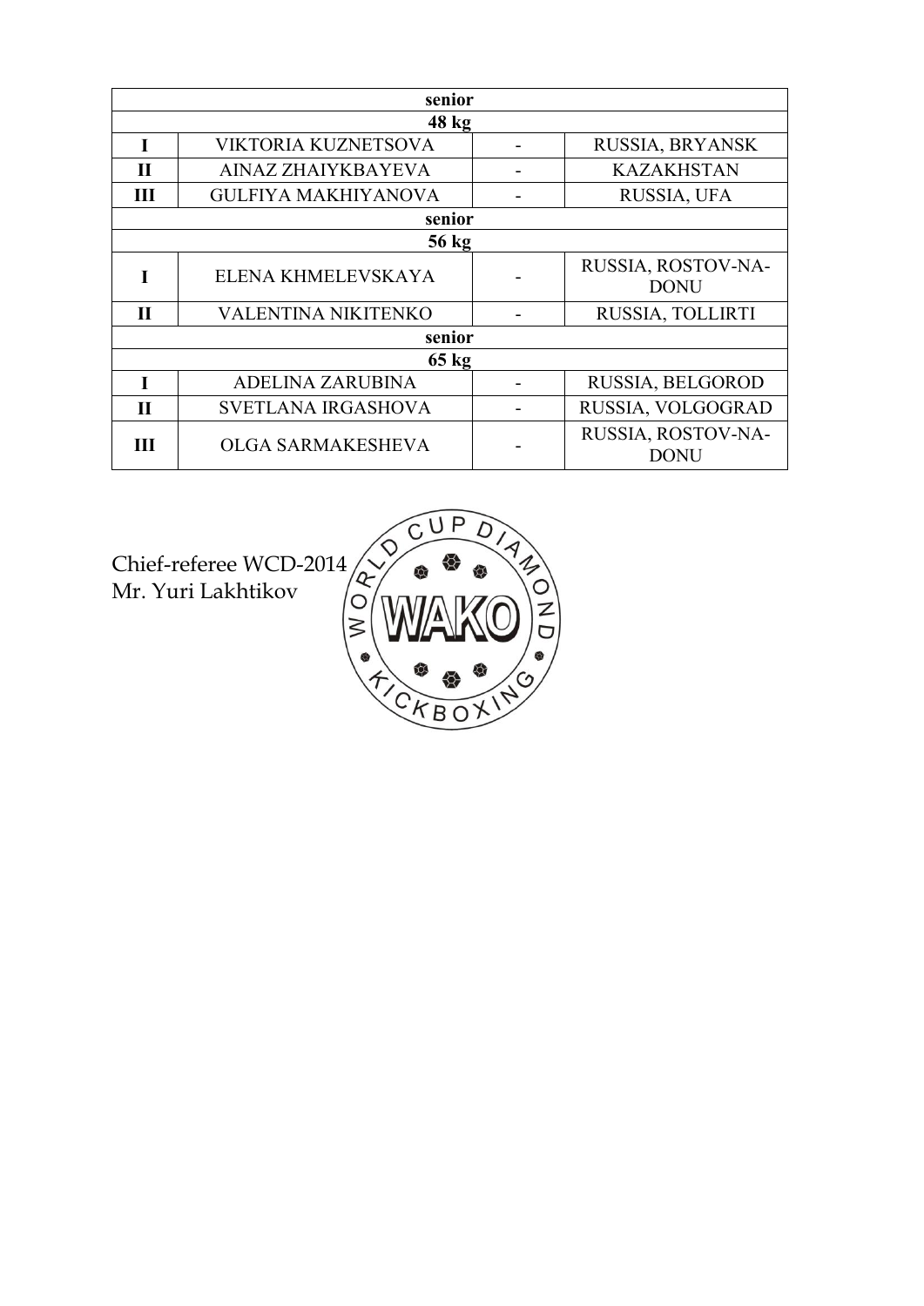| | | | |
|---|---|---|---|
| **senior** | | | |
| **48 kg** | | | |
| **I** | VIKTORIA KUZNETSOVA | - | RUSSIA, BRYANSK |
| **II** | AINAZ ZHAIYKBAYEVA | - | KAZAKHSTAN |
| **III** | GULFIYA MAKHIYANOVA | - | RUSSIA, UFA |
| **senior** | | | |
| **56 kg** | | | |
| **I** | ELENA KHMELEVSKAYA | - | RUSSIA, ROSTOV-NA-DONU |
| **II** | VALENTINA NIKITENKO | - | RUSSIA, TOLLIRTI |
| **senior** | | | |
| **65 kg** | | | |
| **I** | ADELINA ZARUBINA | - | RUSSIA, BELGOROD |
| **II** | SVETLANA IRGASHOVA | - | RUSSIA, VOLGOGRAD |
| **III** | OLGA SARMAKESHEVA | - | RUSSIA, ROSTOV-NA-DONU |

Chief-referee WCD-2014
Mr. Yuri Lakhtikov

WORLD CUP DIAMOND
WAKO
KICKBOXING